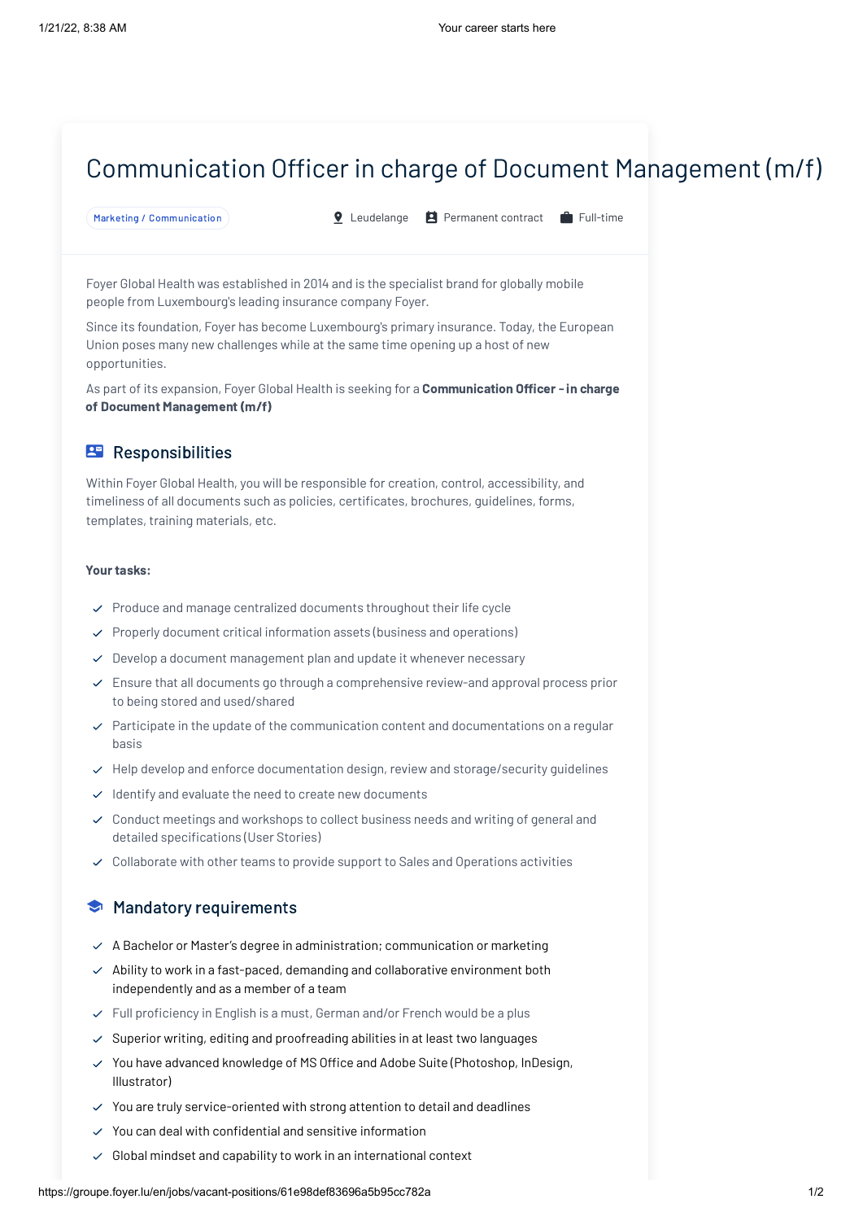# Communication Officer in charge of Document Management (m/f)

Marketing / Communication

Leudelange | Permanent contract | Full-time

Foyer Global Health was established in 2014 and is the specialist brand for globally mobile people from Luxembourg's leading insurance company Foyer.

Since its foundation, Foyer has become Luxembourg's primary insurance. Today, the European Union poses many new challenges while at the same time opening up a host of new opportunities.

As part of its expansion, Foyer Global Health is seeking for a **Communication Officer - in charge of Document Management (m/f)**

## Responsibilities

Within Foyer Global Health, you will be responsible for creation, control, accessibility, and timeliness of all documents such as policies, certificates, brochures, guidelines, forms, templates, training materials, etc.

**Your tasks:**

- Produce and manage centralized documents throughout their life cycle
- Properly document critical information assets (business and operations)
- Develop a document management plan and update it whenever necessary
- Ensure that all documents go through a comprehensive review-and approval process prior to being stored and used/shared
- Participate in the update of the communication content and documentations on a regular basis
- Help develop and enforce documentation design, review and storage/security guidelines
- Identify and evaluate the need to create new documents
- Conduct meetings and workshops to collect business needs and writing of general and detailed specifications (User Stories)
- Collaborate with other teams to provide support to Sales and Operations activities

## Mandatory requirements

- A Bachelor or Master's degree in administration; communication or marketing
- Ability to work in a fast-paced, demanding and collaborative environment both independently and as a member of a team
- Full proficiency in English is a must, German and/or French would be a plus
- Superior writing, editing and proofreading abilities in at least two languages
- You have advanced knowledge of MS Office and Adobe Suite (Photoshop, InDesign, Illustrator)
- You are truly service-oriented with strong attention to detail and deadlines
- You can deal with confidential and sensitive information
- Global mindset and capability to work in an international context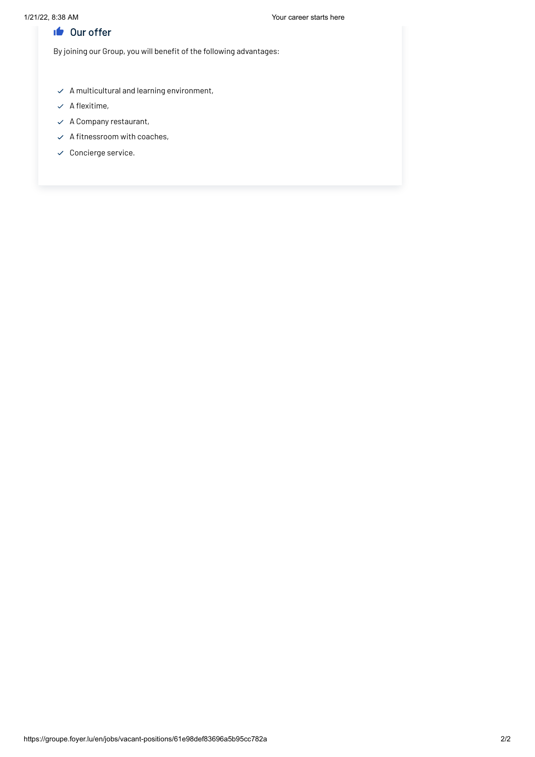## Our offer

By joining our Group, you will benefit of the following advantages:

- A multicultural and learning environment,
- A flexitime,
- A Company restaurant,
- A fitnessroom with coaches,
- Concierge service.